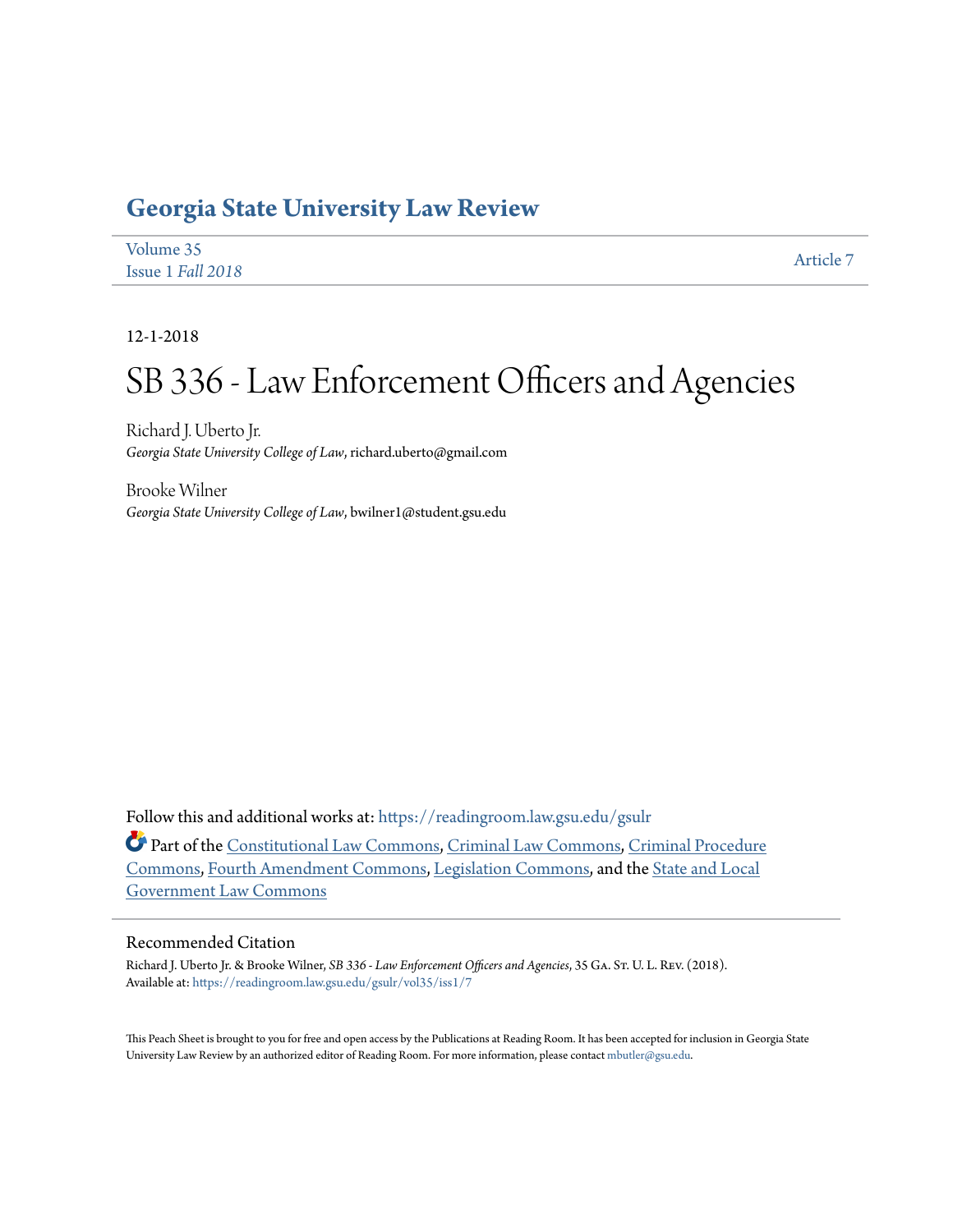# Georgia State University Law Review

Volume 35
Issue 1 *Fall 2018*

Article 7

12-1-2018

# SB 336 - Law Enforcement Officers and Agencies

Richard J. Uberto Jr.
*Georgia State University College of Law*, richard.uberto@gmail.com

Brooke Wilner
*Georgia State University College of Law*, bwilner1@student.gsu.edu

Follow this and additional works at: https://readingroom.law.gsu.edu/gsulr

Part of the Constitutional Law Commons, Criminal Law Commons, Criminal Procedure Commons, Fourth Amendment Commons, Legislation Commons, and the State and Local Government Law Commons

## Recommended Citation

Richard J. Uberto Jr. & Brooke Wilner, *SB 336 - Law Enforcement Officers and Agencies*, 35 Ga. St. U. L. Rev. (2018).
Available at: https://readingroom.law.gsu.edu/gsulr/vol35/iss1/7

This Peach Sheet is brought to you for free and open access by the Publications at Reading Room. It has been accepted for inclusion in Georgia State University Law Review by an authorized editor of Reading Room. For more information, please contact mbutler@gsu.edu.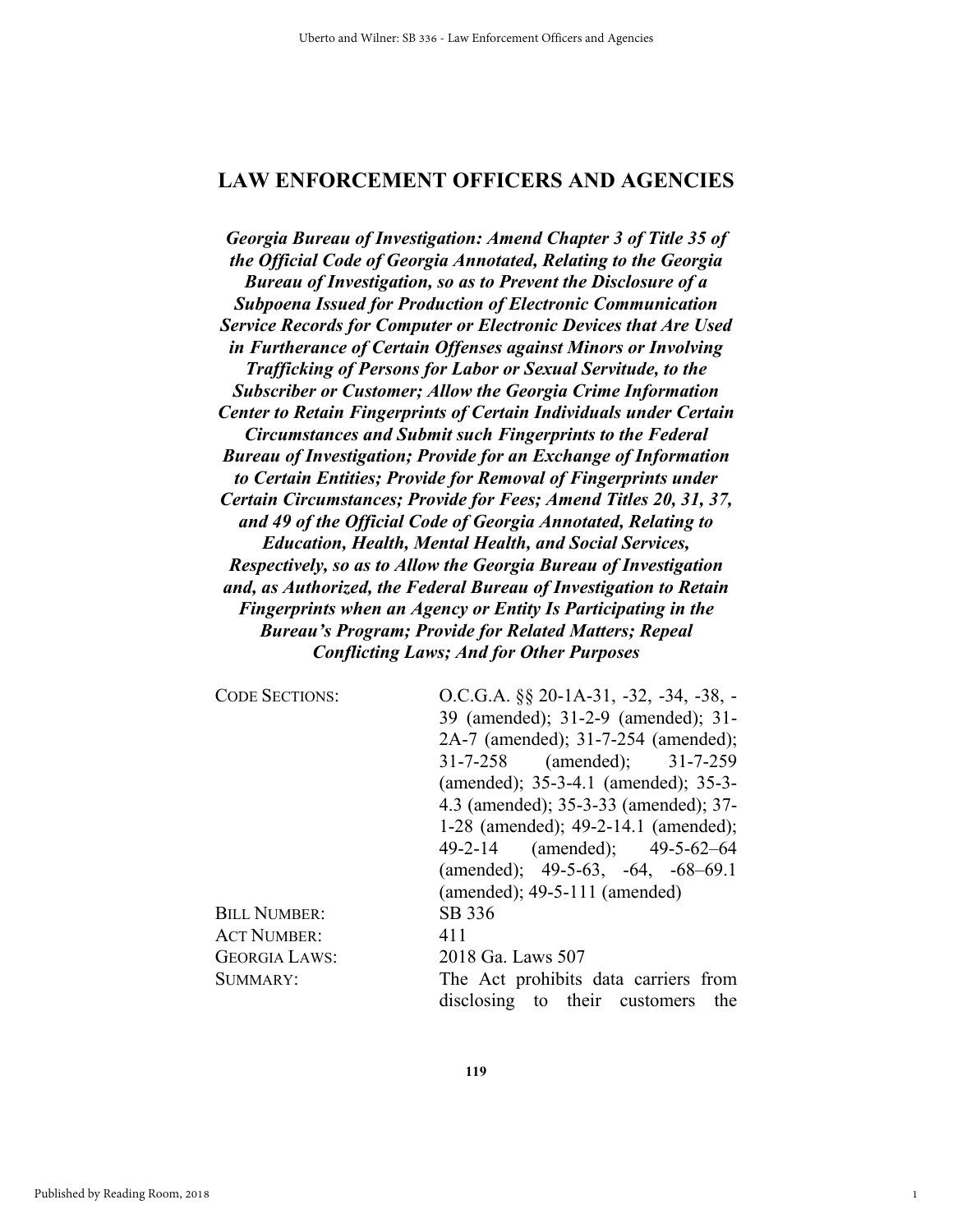# LAW ENFORCEMENT OFFICERS AND AGENCIES

***Georgia Bureau of Investigation: Amend Chapter 3 of Title 35 of the Official Code of Georgia Annotated, Relating to the Georgia Bureau of Investigation, so as to Prevent the Disclosure of a Subpoena Issued for Production of Electronic Communication Service Records for Computer or Electronic Devices that Are Used in Furtherance of Certain Offenses against Minors or Involving Trafficking of Persons for Labor or Sexual Servitude, to the Subscriber or Customer; Allow the Georgia Crime Information Center to Retain Fingerprints of Certain Individuals under Certain Circumstances and Submit such Fingerprints to the Federal Bureau of Investigation; Provide for an Exchange of Information to Certain Entities; Provide for Removal of Fingerprints under Certain Circumstances; Provide for Fees; Amend Titles 20, 31, 37, and 49 of the Official Code of Georgia Annotated, Relating to Education, Health, Mental Health, and Social Services, Respectively, so as to Allow the Georgia Bureau of Investigation and, as Authorized, the Federal Bureau of Investigation to Retain Fingerprints when an Agency or Entity Is Participating in the Bureau's Program; Provide for Related Matters; Repeal Conflicting Laws; And for Other Purposes***

| | |
|---|---|
| CODE SECTIONS: | O.C.G.A. §§ 20-1A-31, -32, -34, -38, -39 (amended); 31-2-9 (amended); 31-2A-7 (amended); 31-7-254 (amended); 31-7-258 (amended); 31-7-259 (amended); 35-3-4.1 (amended); 35-3-4.3 (amended); 35-3-33 (amended); 37-1-28 (amended); 49-2-14.1 (amended); 49-2-14 (amended); 49-5-62–64 (amended); 49-5-63, -64, -68–69.1 (amended); 49-5-111 (amended) |
| BILL NUMBER: | SB 336 |
| ACT NUMBER: | 411 |
| GEORGIA LAWS: | 2018 Ga. Laws 507 |
| SUMMARY: | The Act prohibits data carriers from disclosing to their customers the |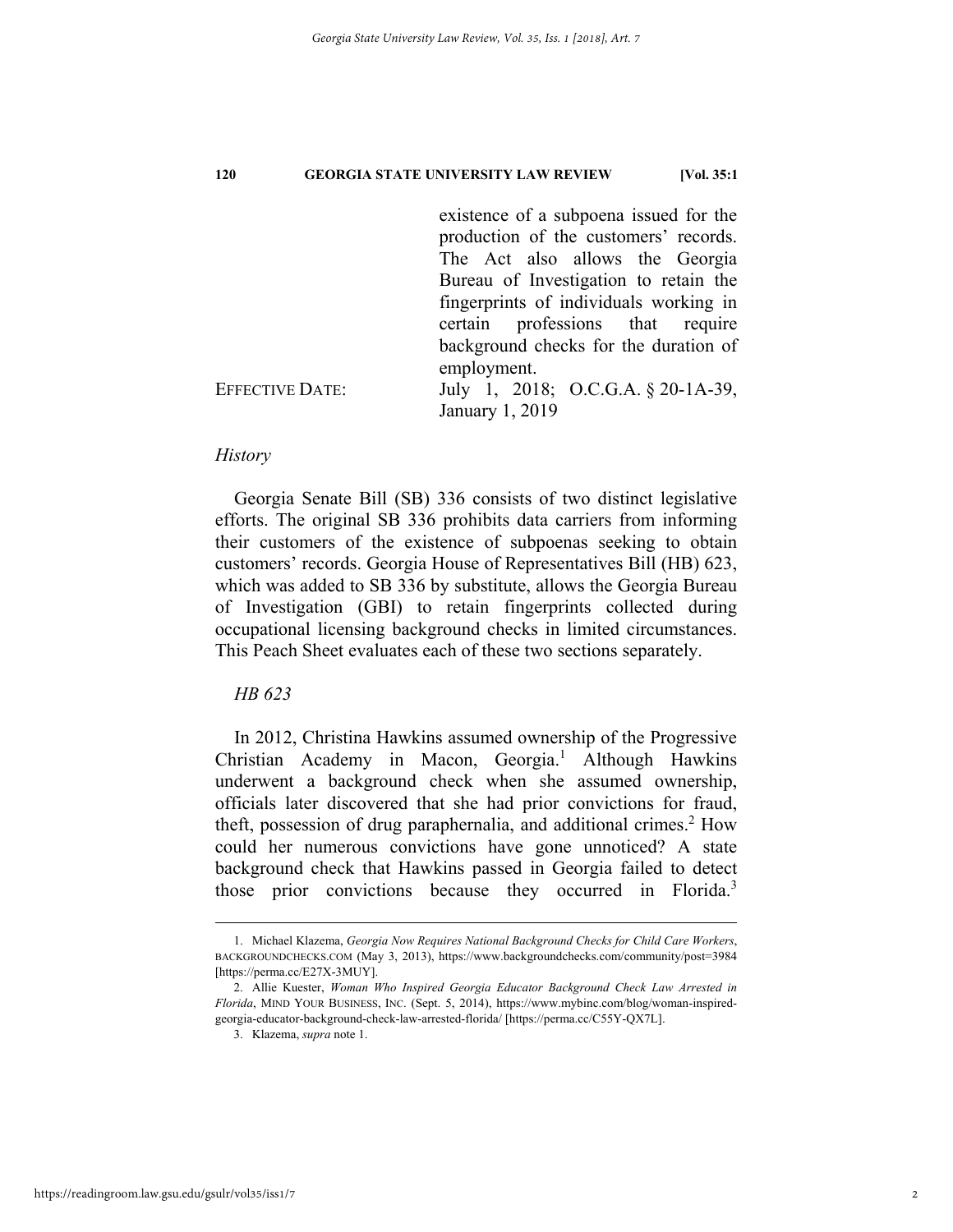existence of a subpoena issued for the production of the customers' records. The Act also allows the Georgia Bureau of Investigation to retain the fingerprints of individuals working in certain professions that require background checks for the duration of employment.

EFFECTIVE DATE: July 1, 2018; O.C.G.A. § 20-1A-39, January 1, 2019

*History*

Georgia Senate Bill (SB) 336 consists of two distinct legislative efforts. The original SB 336 prohibits data carriers from informing their customers of the existence of subpoenas seeking to obtain customers' records. Georgia House of Representatives Bill (HB) 623, which was added to SB 336 by substitute, allows the Georgia Bureau of Investigation (GBI) to retain fingerprints collected during occupational licensing background checks in limited circumstances. This Peach Sheet evaluates each of these two sections separately.

*HB 623*

In 2012, Christina Hawkins assumed ownership of the Progressive Christian Academy in Macon, Georgia.[1] Although Hawkins underwent a background check when she assumed ownership, officials later discovered that she had prior convictions for fraud, theft, possession of drug paraphernalia, and additional crimes.[2] How could her numerous convictions have gone unnoticed? A state background check that Hawkins passed in Georgia failed to detect those prior convictions because they occurred in Florida.[3]

---

1. Michael Klazema, *Georgia Now Requires National Background Checks for Child Care Workers*, BACKGROUNDCHECKS.COM (May 3, 2013), https://www.backgroundchecks.com/community/post=3984 [https://perma.cc/E27X-3MUY].

2. Allie Kuester, *Woman Who Inspired Georgia Educator Background Check Law Arrested in Florida*, MIND YOUR BUSINESS, INC. (Sept. 5, 2014), https://www.mybinc.com/blog/woman-inspired-georgia-educator-background-check-law-arrested-florida/ [https://perma.cc/C55Y-QX7L].

3. Klazema, *supra* note 1.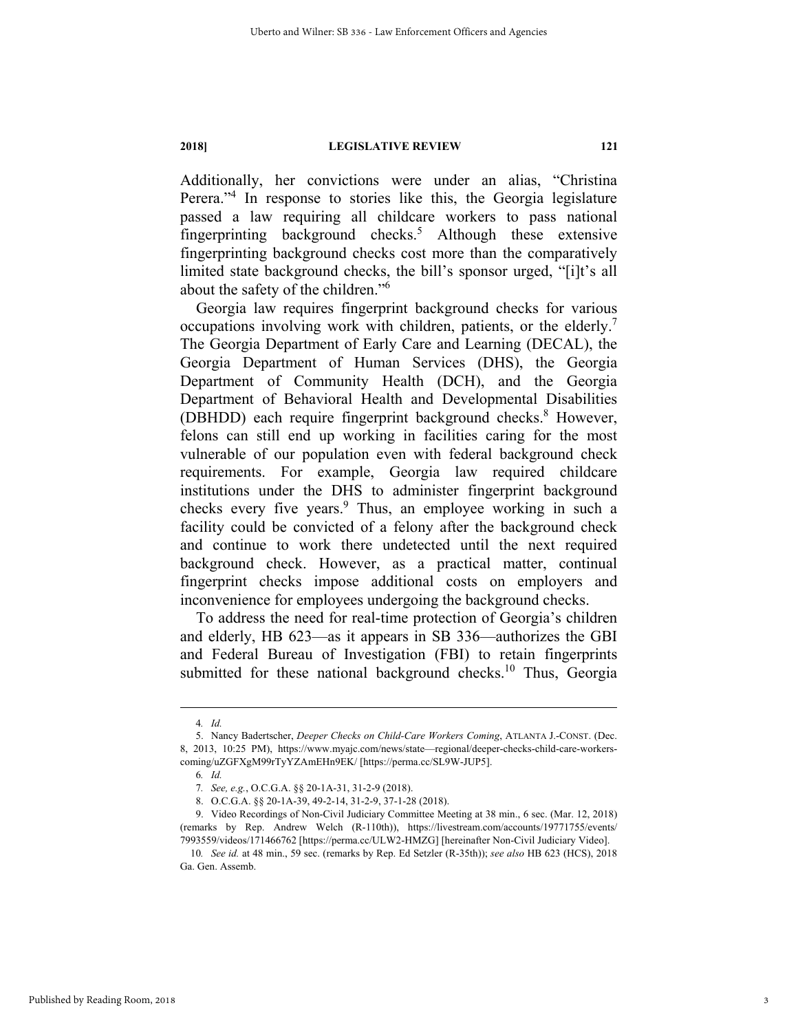Additionally, her convictions were under an alias, "Christina Perera."[4] In response to stories like this, the Georgia legislature passed a law requiring all childcare workers to pass national fingerprinting background checks.[5] Although these extensive fingerprinting background checks cost more than the comparatively limited state background checks, the bill's sponsor urged, "[i]t's all about the safety of the children."[6]

Georgia law requires fingerprint background checks for various occupations involving work with children, patients, or the elderly.[7] The Georgia Department of Early Care and Learning (DECAL), the Georgia Department of Human Services (DHS), the Georgia Department of Community Health (DCH), and the Georgia Department of Behavioral Health and Developmental Disabilities (DBHDD) each require fingerprint background checks.[8] However, felons can still end up working in facilities caring for the most vulnerable of our population even with federal background check requirements. For example, Georgia law required childcare institutions under the DHS to administer fingerprint background checks every five years.[9] Thus, an employee working in such a facility could be convicted of a felony after the background check and continue to work there undetected until the next required background check. However, as a practical matter, continual fingerprint checks impose additional costs on employers and inconvenience for employees undergoing the background checks.

To address the need for real-time protection of Georgia's children and elderly, HB 623—as it appears in SB 336—authorizes the GBI and Federal Bureau of Investigation (FBI) to retain fingerprints submitted for these national background checks.[10] Thus, Georgia

---

4. *Id.*

5. Nancy Badertscher, *Deeper Checks on Child-Care Workers Coming*, ATLANTA J.-CONST. (Dec. 8, 2013, 10:25 PM), https://www.myajc.com/news/state—regional/deeper-checks-child-care-workers-coming/uZGFXgM99rTyYZAmEHn9EK/ [https://perma.cc/SL9W-JUP5].

6. *Id.*

7. *See, e.g.*, O.C.G.A. §§ 20-1A-31, 31-2-9 (2018).

8. O.C.G.A. §§ 20-1A-39, 49-2-14, 31-2-9, 37-1-28 (2018).

9. Video Recordings of Non-Civil Judiciary Committee Meeting at 38 min., 6 sec. (Mar. 12, 2018) (remarks by Rep. Andrew Welch (R-110th)), https://livestream.com/accounts/19771755/events/7993559/videos/171466762 [https://perma.cc/ULW2-HMZG] [hereinafter Non-Civil Judiciary Video].

10. *See id.* at 48 min., 59 sec. (remarks by Rep. Ed Setzler (R-35th)); *see also* HB 623 (HCS), 2018 Ga. Gen. Assemb.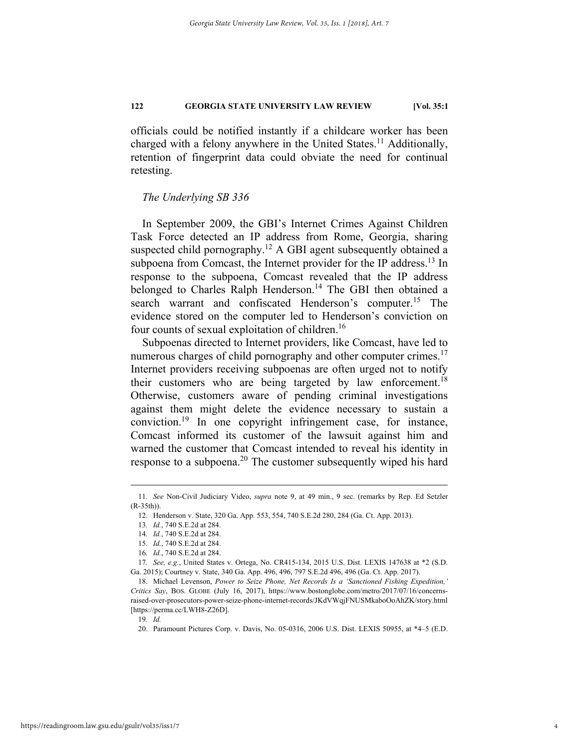officials could be notified instantly if a childcare worker has been charged with a felony anywhere in the United States.[11] Additionally, retention of fingerprint data could obviate the need for continual retesting.

*The Underlying SB 336*

In September 2009, the GBI's Internet Crimes Against Children Task Force detected an IP address from Rome, Georgia, sharing suspected child pornography.[12] A GBI agent subsequently obtained a subpoena from Comcast, the Internet provider for the IP address.[13] In response to the subpoena, Comcast revealed that the IP address belonged to Charles Ralph Henderson.[14] The GBI then obtained a search warrant and confiscated Henderson's computer.[15] The evidence stored on the computer led to Henderson's conviction on four counts of sexual exploitation of children.[16]

Subpoenas directed to Internet providers, like Comcast, have led to numerous charges of child pornography and other computer crimes.[17] Internet providers receiving subpoenas are often urged not to notify their customers who are being targeted by law enforcement.[18] Otherwise, customers aware of pending criminal investigations against them might delete the evidence necessary to sustain a conviction.[19] In one copyright infringement case, for instance, Comcast informed its customer of the lawsuit against him and warned the customer that Comcast intended to reveal his identity in response to a subpoena.[20] The customer subsequently wiped his hard

---

11. *See* Non-Civil Judiciary Video, *supra* note 9, at 49 min., 9 sec. (remarks by Rep. Ed Setzler (R-35th)).

12. Henderson v. State, 320 Ga. App. 553, 554, 740 S.E.2d 280, 284 (Ga. Ct. App. 2013).

13. *Id.*, 740 S.E.2d at 284.

14. *Id.*, 740 S.E.2d at 284.

15. *Id.*, 740 S.E.2d at 284.

16. *Id.*, 740 S.E.2d at 284.

17. *See, e.g.*, United States v. Ortega, No. CR415-134, 2015 U.S. Dist. LEXIS 147638 at *2 (S.D. Ga. 2015); Courtney v. State, 340 Ga. App. 496, 496, 797 S.E.2d 496, 496 (Ga. Ct. App. 2017).

18. Michael Levenson, *Power to Seize Phone, Net Records Is a 'Sanctioned Fishing Expedition,' Critics Say*, BOS. GLOBE (July 16, 2017), https://www.bostonglobe.com/metro/2017/07/16/concerns-raised-over-prosecutors-power-seize-phone-internet-records/JKdVWqjFNUSMkaboOoAhZK/story.html [https://perma.cc/LWH8-Z26D].

19. *Id.*

20. Paramount Pictures Corp. v. Davis, No. 05-0316, 2006 U.S. Dist. LEXIS 50955, at *4–5 (E.D.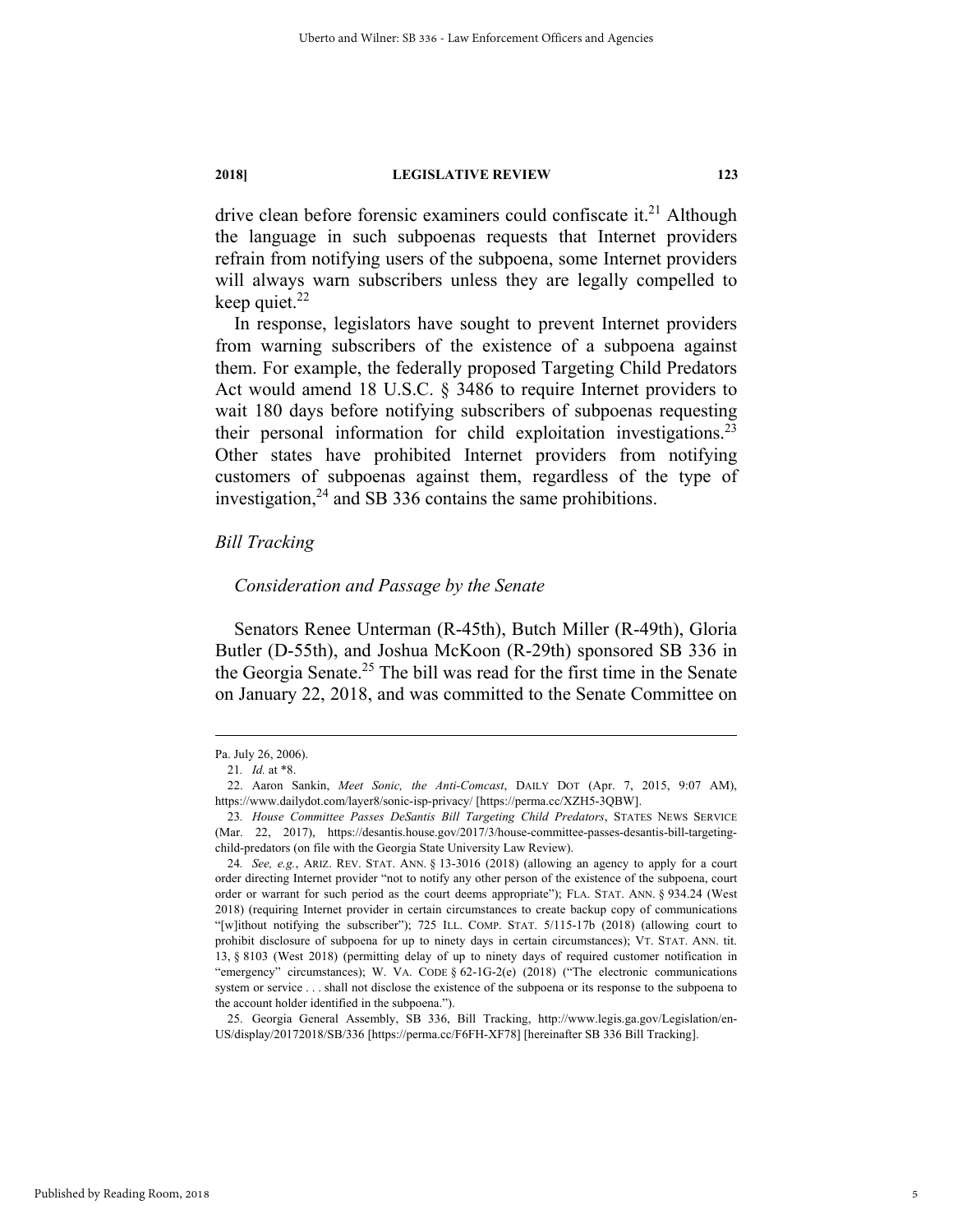drive clean before forensic examiners could confiscate it.[21] Although the language in such subpoenas requests that Internet providers refrain from notifying users of the subpoena, some Internet providers will always warn subscribers unless they are legally compelled to keep quiet.[22]

In response, legislators have sought to prevent Internet providers from warning subscribers of the existence of a subpoena against them. For example, the federally proposed Targeting Child Predators Act would amend 18 U.S.C. § 3486 to require Internet providers to wait 180 days before notifying subscribers of subpoenas requesting their personal information for child exploitation investigations.[23] Other states have prohibited Internet providers from notifying customers of subpoenas against them, regardless of the type of investigation,[24] and SB 336 contains the same prohibitions.

*Bill Tracking*

*Consideration and Passage by the Senate*

Senators Renee Unterman (R-45th), Butch Miller (R-49th), Gloria Butler (D-55th), and Joshua McKoon (R-29th) sponsored SB 336 in the Georgia Senate.[25] The bill was read for the first time in the Senate on January 22, 2018, and was committed to the Senate Committee on

---

Pa. July 26, 2006).

21. *Id.* at *8.

22. Aaron Sankin, *Meet Sonic, the Anti-Comcast*, DAILY DOT (Apr. 7, 2015, 9:07 AM), https://www.dailydot.com/layer8/sonic-isp-privacy/ [https://perma.cc/XZH5-3QBW].

23. *House Committee Passes DeSantis Bill Targeting Child Predators*, STATES NEWS SERVICE (Mar. 22, 2017), https://desantis.house.gov/2017/3/house-committee-passes-desantis-bill-targeting-child-predators (on file with the Georgia State University Law Review).

24. *See, e.g.*, ARIZ. REV. STAT. ANN. § 13-3016 (2018) (allowing an agency to apply for a court order directing Internet provider "not to notify any other person of the existence of the subpoena, court order or warrant for such period as the court deems appropriate"); FLA. STAT. ANN. § 934.24 (West 2018) (requiring Internet provider in certain circumstances to create backup copy of communications "[w]ithout notifying the subscriber"); 725 ILL. COMP. STAT. 5/115-17b (2018) (allowing court to prohibit disclosure of subpoena for up to ninety days in certain circumstances); VT. STAT. ANN. tit. 13, § 8103 (West 2018) (permitting delay of up to ninety days of required customer notification in "emergency" circumstances); W. VA. CODE § 62-1G-2(e) (2018) ("The electronic communications system or service . . . shall not disclose the existence of the subpoena or its response to the subpoena to the account holder identified in the subpoena.").

25. Georgia General Assembly, SB 336, Bill Tracking, http://www.legis.ga.gov/Legislation/en-US/display/20172018/SB/336 [https://perma.cc/F6FH-XF78] [hereinafter SB 336 Bill Tracking].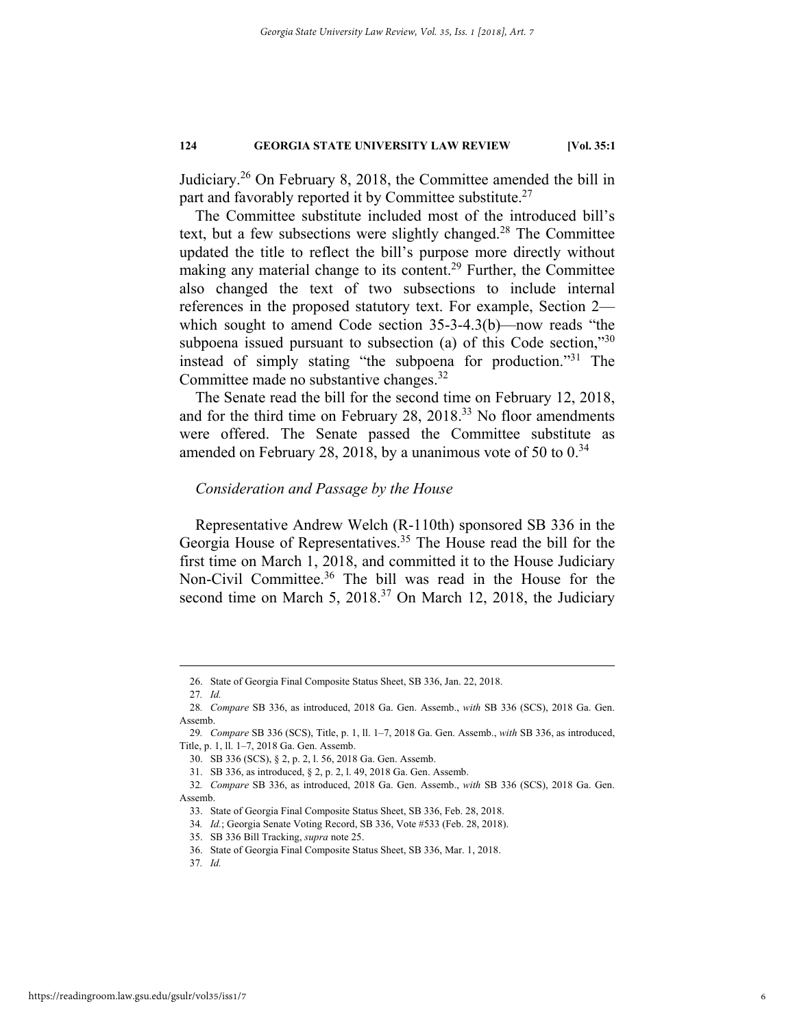Judiciary.[26] On February 8, 2018, the Committee amended the bill in part and favorably reported it by Committee substitute.[27]

The Committee substitute included most of the introduced bill's text, but a few subsections were slightly changed.[28] The Committee updated the title to reflect the bill's purpose more directly without making any material change to its content.[29] Further, the Committee also changed the text of two subsections to include internal references in the proposed statutory text. For example, Section 2—which sought to amend Code section 35-3-4.3(b)—now reads "the subpoena issued pursuant to subsection (a) of this Code section,"[30] instead of simply stating "the subpoena for production."[31] The Committee made no substantive changes.[32]

The Senate read the bill for the second time on February 12, 2018, and for the third time on February 28, 2018.[33] No floor amendments were offered. The Senate passed the Committee substitute as amended on February 28, 2018, by a unanimous vote of 50 to 0.[34]

### *Consideration and Passage by the House*

Representative Andrew Welch (R-110th) sponsored SB 336 in the Georgia House of Representatives.[35] The House read the bill for the first time on March 1, 2018, and committed it to the House Judiciary Non-Civil Committee.[36] The bill was read in the House for the second time on March 5, 2018.[37] On March 12, 2018, the Judiciary

---

26. State of Georgia Final Composite Status Sheet, SB 336, Jan. 22, 2018.

27. *Id.*

28. *Compare* SB 336, as introduced, 2018 Ga. Gen. Assemb., *with* SB 336 (SCS), 2018 Ga. Gen. Assemb.

29. *Compare* SB 336 (SCS), Title, p. 1, ll. 1–7, 2018 Ga. Gen. Assemb., *with* SB 336, as introduced, Title, p. 1, ll. 1–7, 2018 Ga. Gen. Assemb.

30. SB 336 (SCS), § 2, p. 2, l. 56, 2018 Ga. Gen. Assemb.

31. SB 336, as introduced, § 2, p. 2, l. 49, 2018 Ga. Gen. Assemb.

32. *Compare* SB 336, as introduced, 2018 Ga. Gen. Assemb., *with* SB 336 (SCS), 2018 Ga. Gen. Assemb.

33. State of Georgia Final Composite Status Sheet, SB 336, Feb. 28, 2018.

34. *Id.*; Georgia Senate Voting Record, SB 336, Vote #533 (Feb. 28, 2018).

35. SB 336 Bill Tracking, *supra* note 25.

36. State of Georgia Final Composite Status Sheet, SB 336, Mar. 1, 2018.

37. *Id.*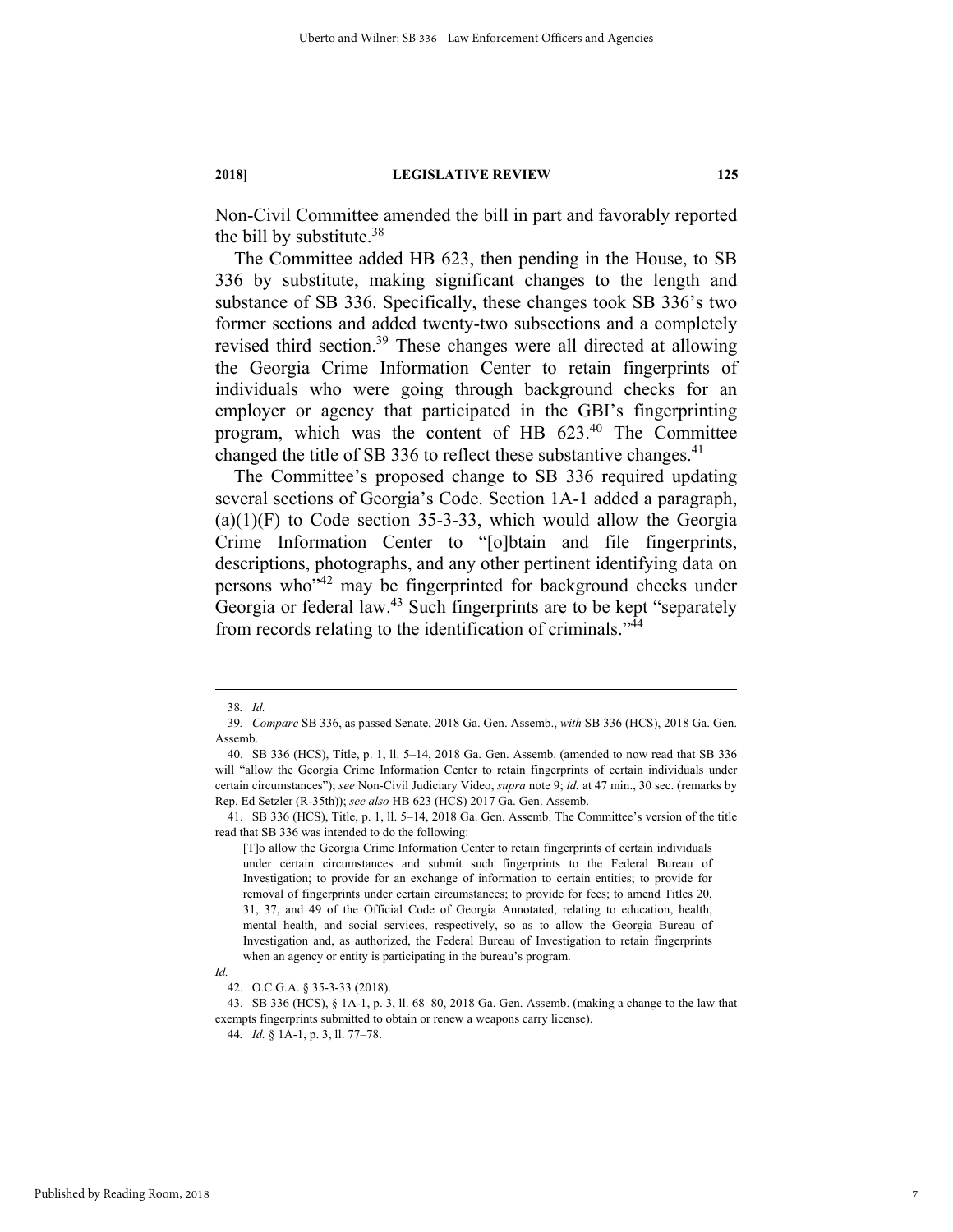Non-Civil Committee amended the bill in part and favorably reported the bill by substitute.[38]

The Committee added HB 623, then pending in the House, to SB 336 by substitute, making significant changes to the length and substance of SB 336. Specifically, these changes took SB 336's two former sections and added twenty-two subsections and a completely revised third section.[39] These changes were all directed at allowing the Georgia Crime Information Center to retain fingerprints of individuals who were going through background checks for an employer or agency that participated in the GBI's fingerprinting program, which was the content of HB 623.[40] The Committee changed the title of SB 336 to reflect these substantive changes.[41]

The Committee's proposed change to SB 336 required updating several sections of Georgia's Code. Section 1A-1 added a paragraph, (a)(1)(F) to Code section 35-3-33, which would allow the Georgia Crime Information Center to "[o]btain and file fingerprints, descriptions, photographs, and any other pertinent identifying data on persons who"[42] may be fingerprinted for background checks under Georgia or federal law.[43] Such fingerprints are to be kept "separately from records relating to the identification of criminals."[44]

---

38. *Id.*

39. *Compare* SB 336, as passed Senate, 2018 Ga. Gen. Assemb., *with* SB 336 (HCS), 2018 Ga. Gen. Assemb.

40. SB 336 (HCS), Title, p. 1, ll. 5–14, 2018 Ga. Gen. Assemb. (amended to now read that SB 336 will "allow the Georgia Crime Information Center to retain fingerprints of certain individuals under certain circumstances"); *see* Non-Civil Judiciary Video, *supra* note 9; *id.* at 47 min., 30 sec. (remarks by Rep. Ed Setzler (R-35th)); *see also* HB 623 (HCS) 2017 Ga. Gen. Assemb.

41. SB 336 (HCS), Title, p. 1, ll. 5–14, 2018 Ga. Gen. Assemb. The Committee's version of the title read that SB 336 was intended to do the following:

> [T]o allow the Georgia Crime Information Center to retain fingerprints of certain individuals under certain circumstances and submit such fingerprints to the Federal Bureau of Investigation; to provide for an exchange of information to certain entities; to provide for removal of fingerprints under certain circumstances; to provide for fees; to amend Titles 20, 31, 37, and 49 of the Official Code of Georgia Annotated, relating to education, health, mental health, and social services, respectively, so as to allow the Georgia Bureau of Investigation and, as authorized, the Federal Bureau of Investigation to retain fingerprints when an agency or entity is participating in the bureau's program.

*Id.*

42. O.C.G.A. § 35-3-33 (2018).

43. SB 336 (HCS), § 1A-1, p. 3, ll. 68–80, 2018 Ga. Gen. Assemb. (making a change to the law that exempts fingerprints submitted to obtain or renew a weapons carry license).

44. *Id.* § 1A-1, p. 3, ll. 77–78.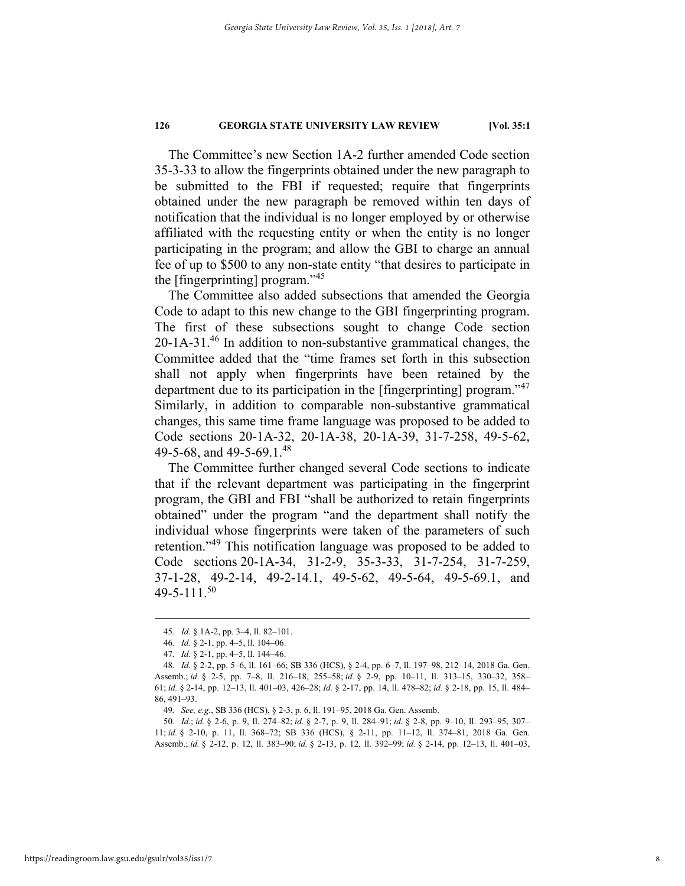The Committee's new Section 1A-2 further amended Code section 35-3-33 to allow the fingerprints obtained under the new paragraph to be submitted to the FBI if requested; require that fingerprints obtained under the new paragraph be removed within ten days of notification that the individual is no longer employed by or otherwise affiliated with the requesting entity or when the entity is no longer participating in the program; and allow the GBI to charge an annual fee of up to $500 to any non-state entity "that desires to participate in the [fingerprinting] program."[45]

The Committee also added subsections that amended the Georgia Code to adapt to this new change to the GBI fingerprinting program. The first of these subsections sought to change Code section 20-1A-31.[46] In addition to non-substantive grammatical changes, the Committee added that the "time frames set forth in this subsection shall not apply when fingerprints have been retained by the department due to its participation in the [fingerprinting] program."[47] Similarly, in addition to comparable non-substantive grammatical changes, this same time frame language was proposed to be added to Code sections 20-1A-32, 20-1A-38, 20-1A-39, 31-7-258, 49-5-62, 49-5-68, and 49-5-69.1.[48]

The Committee further changed several Code sections to indicate that if the relevant department was participating in the fingerprint program, the GBI and FBI "shall be authorized to retain fingerprints obtained" under the program "and the department shall notify the individual whose fingerprints were taken of the parameters of such retention."[49] This notification language was proposed to be added to Code sections 20-1A-34, 31-2-9, 35-3-33, 31-7-254, 31-7-259, 37-1-28, 49-2-14, 49-2-14.1, 49-5-62, 49-5-64, 49-5-69.1, and 49-5-111.[50]

---

45. *Id.* § 1A-2, pp. 3–4, ll. 82–101.

46. *Id.* § 2-1, pp. 4–5, ll. 104–06.

47. *Id.* § 2-1, pp. 4–5, ll. 144–46.

48. *Id.* § 2-2, pp. 5–6, ll. 161–66; SB 336 (HCS), § 2-4, pp. 6–7, ll. 197–98, 212–14, 2018 Ga. Gen. Assemb.; *id.* § 2-5, pp. 7–8, ll. 216–18, 255–58; *id.* § 2-9, pp. 10–11, ll. 313–15, 330–32, 358–61; *id.* § 2-14, pp. 12–13, ll. 401–03, 426–28; *Id.* § 2-17, pp. 14, ll. 478–82; *id.* § 2-18, pp. 15, ll. 484–86, 491–93.

49. *See, e.g.*, SB 336 (HCS), § 2-3, p. 6, ll. 191–95, 2018 Ga. Gen. Assemb.

50. *Id.*; *id.* § 2-6, p. 9, ll. 274–82; *id.* § 2-7, p. 9, ll. 284–91; *id.* § 2-8, pp. 9–10, ll. 293–95, 307–11; *id.* § 2-10, p. 11, ll. 368–72; SB 336 (HCS), § 2-11, pp. 11–12, ll. 374–81, 2018 Ga. Gen. Assemb.; *id.* § 2-12, p. 12, ll. 383–90; *id.* § 2-13, p. 12, ll. 392–99; *id.* § 2-14, pp. 12–13, ll. 401–03,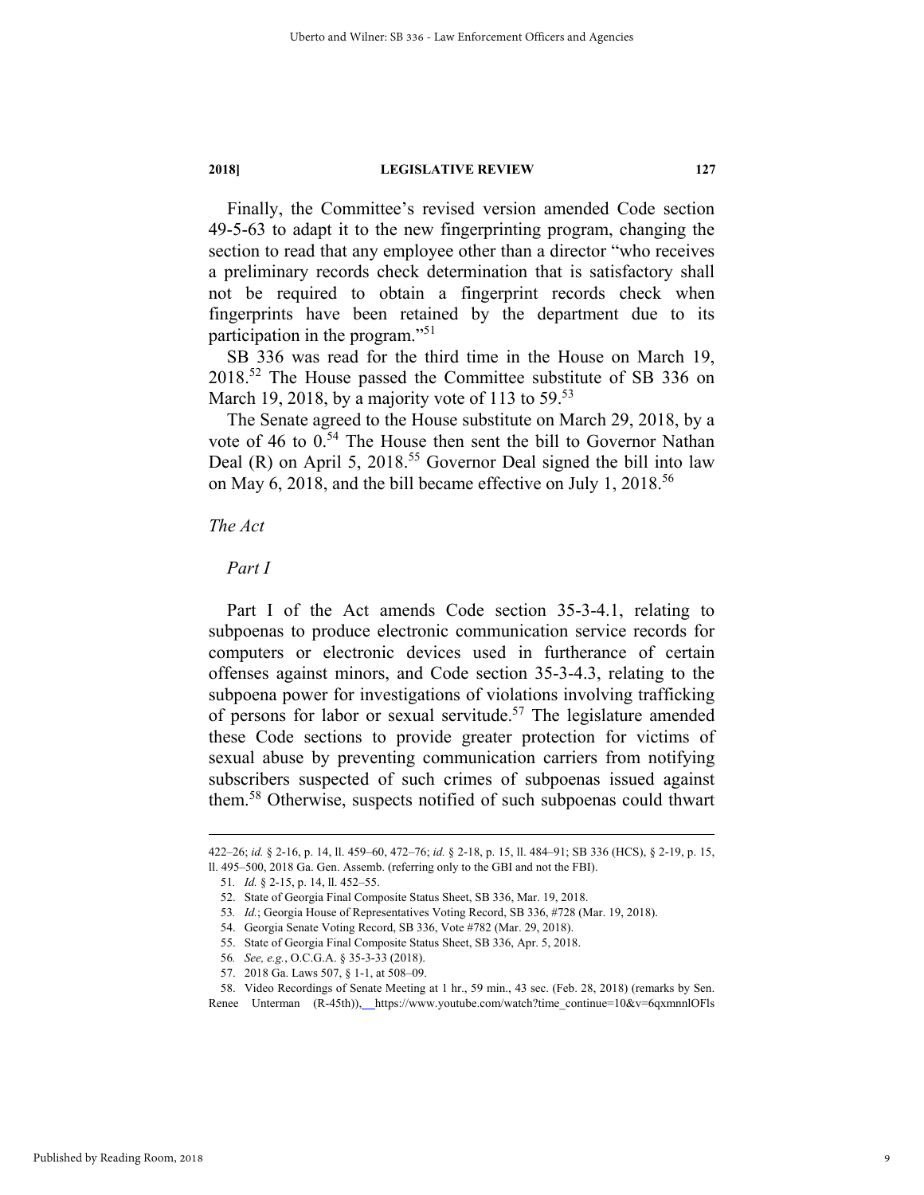Finally, the Committee's revised version amended Code section 49-5-63 to adapt it to the new fingerprinting program, changing the section to read that any employee other than a director "who receives a preliminary records check determination that is satisfactory shall not be required to obtain a fingerprint records check when fingerprints have been retained by the department due to its participation in the program."[51]

SB 336 was read for the third time in the House on March 19, 2018.[52] The House passed the Committee substitute of SB 336 on March 19, 2018, by a majority vote of 113 to 59.[53]

The Senate agreed to the House substitute on March 29, 2018, by a vote of 46 to 0.[54] The House then sent the bill to Governor Nathan Deal (R) on April 5, 2018.[55] Governor Deal signed the bill into law on May 6, 2018, and the bill became effective on July 1, 2018.[56]

*The Act*

*Part I*

Part I of the Act amends Code section 35-3-4.1, relating to subpoenas to produce electronic communication service records for computers or electronic devices used in furtherance of certain offenses against minors, and Code section 35-3-4.3, relating to the subpoena power for investigations of violations involving trafficking of persons for labor or sexual servitude.[57] The legislature amended these Code sections to provide greater protection for victims of sexual abuse by preventing communication carriers from notifying subscribers suspected of such crimes of subpoenas issued against them.[58] Otherwise, suspects notified of such subpoenas could thwart

---

422–26; *id.* § 2-16, p. 14, ll. 459–60, 472–76; *id.* § 2-18, p. 15, ll. 484–91; SB 336 (HCS), § 2-19, p. 15, ll. 495–500, 2018 Ga. Gen. Assemb. (referring only to the GBI and not the FBI).

51. *Id.* § 2-15, p. 14, ll. 452–55.

52. State of Georgia Final Composite Status Sheet, SB 336, Mar. 19, 2018.

53. *Id.*; Georgia House of Representatives Voting Record, SB 336, #728 (Mar. 19, 2018).

54. Georgia Senate Voting Record, SB 336, Vote #782 (Mar. 29, 2018).

55. State of Georgia Final Composite Status Sheet, SB 336, Apr. 5, 2018.

56. *See, e.g.*, O.C.G.A. § 35-3-33 (2018).

57. 2018 Ga. Laws 507, § 1-1, at 508–09.

58. Video Recordings of Senate Meeting at 1 hr., 59 min., 43 sec. (Feb. 28, 2018) (remarks by Sen. Renee Unterman (R-45th)), https://www.youtube.com/watch?time_continue=10&v=6qxmnnlOFls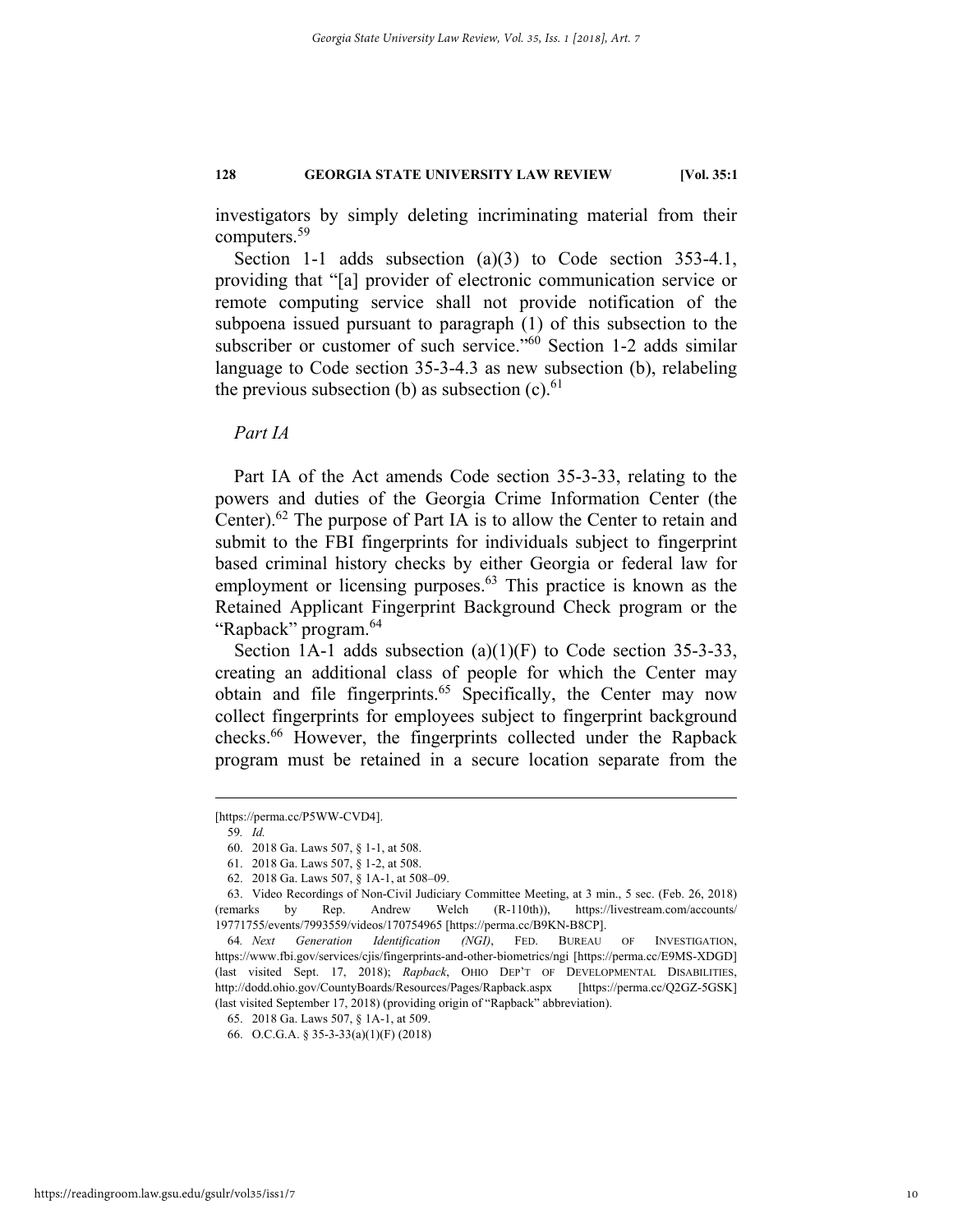investigators by simply deleting incriminating material from their computers.[59]

Section 1-1 adds subsection (a)(3) to Code section 353-4.1, providing that "[a] provider of electronic communication service or remote computing service shall not provide notification of the subpoena issued pursuant to paragraph (1) of this subsection to the subscriber or customer of such service."[60] Section 1-2 adds similar language to Code section 35-3-4.3 as new subsection (b), relabeling the previous subsection (b) as subsection (c).[61]

*Part IA*

Part IA of the Act amends Code section 35-3-33, relating to the powers and duties of the Georgia Crime Information Center (the Center).[62] The purpose of Part IA is to allow the Center to retain and submit to the FBI fingerprints for individuals subject to fingerprint based criminal history checks by either Georgia or federal law for employment or licensing purposes.[63] This practice is known as the Retained Applicant Fingerprint Background Check program or the "Rapback" program.[64]

Section 1A-1 adds subsection (a)(1)(F) to Code section 35-3-33, creating an additional class of people for which the Center may obtain and file fingerprints.[65] Specifically, the Center may now collect fingerprints for employees subject to fingerprint background checks.[66] However, the fingerprints collected under the Rapback program must be retained in a secure location separate from the

---

[https://perma.cc/P5WW-CVD4].

59. *Id.*

60. 2018 Ga. Laws 507, § 1-1, at 508.

61. 2018 Ga. Laws 507, § 1-2, at 508.

62. 2018 Ga. Laws 507, § 1A-1, at 508–09.

63. Video Recordings of Non-Civil Judiciary Committee Meeting, at 3 min., 5 sec. (Feb. 26, 2018) (remarks by Rep. Andrew Welch (R-110th)), https://livestream.com/accounts/19771755/events/7993559/videos/170754965 [https://perma.cc/B9KN-B8CP].

64. *Next Generation Identification (NGI)*, FED. BUREAU OF INVESTIGATION, https://www.fbi.gov/services/cjis/fingerprints-and-other-biometrics/ngi [https://perma.cc/E9MS-XDGD] (last visited Sept. 17, 2018); *Rapback*, OHIO DEP'T OF DEVELOPMENTAL DISABILITIES, http://dodd.ohio.gov/CountyBoards/Resources/Pages/Rapback.aspx [https://perma.cc/Q2GZ-5GSK] (last visited September 17, 2018) (providing origin of "Rapback" abbreviation).

65. 2018 Ga. Laws 507, § 1A-1, at 509.

66. O.C.G.A. § 35-3-33(a)(1)(F) (2018)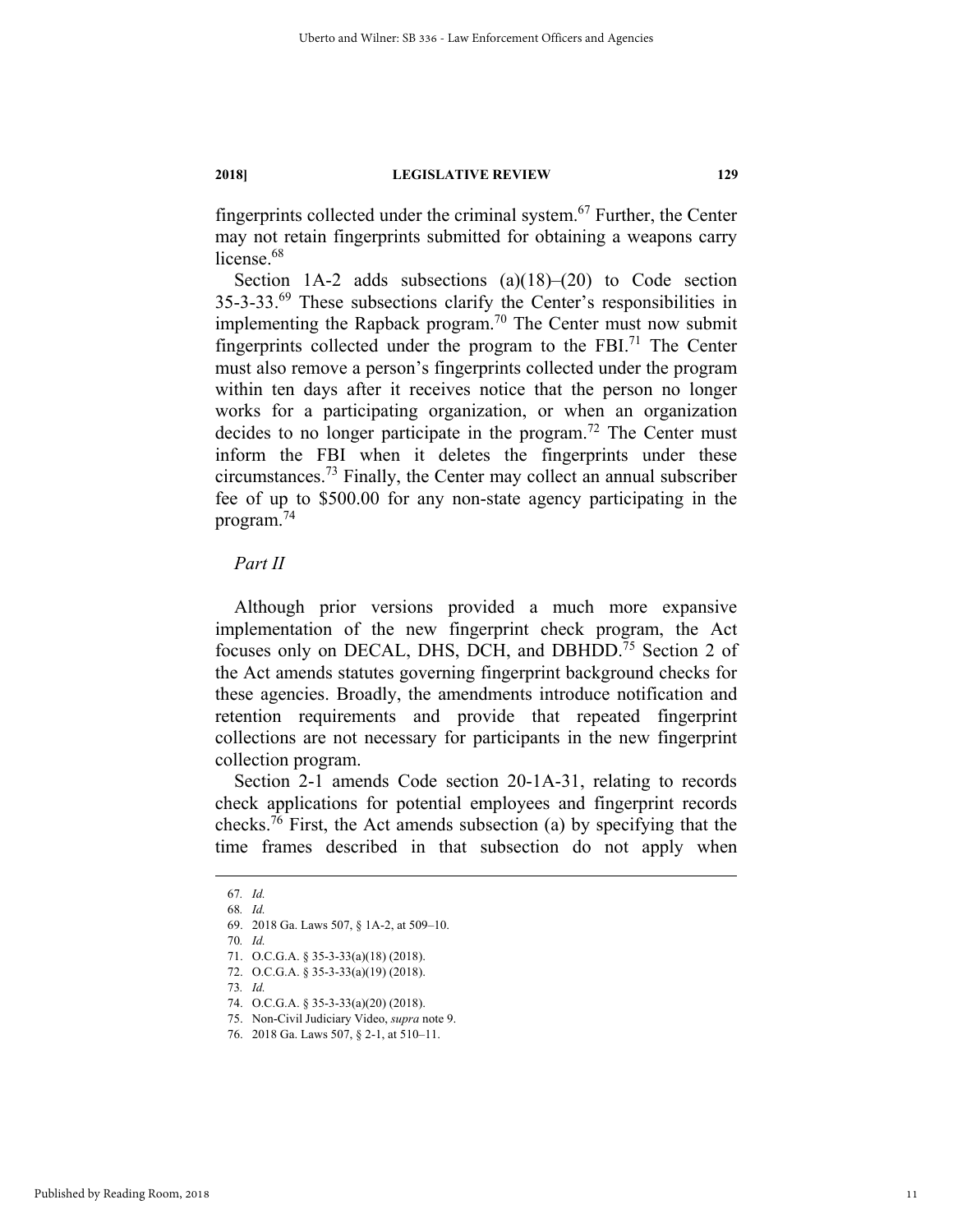fingerprints collected under the criminal system.[67] Further, the Center may not retain fingerprints submitted for obtaining a weapons carry license.[68]

Section 1A-2 adds subsections (a)(18)–(20) to Code section 35-3-33.[69] These subsections clarify the Center's responsibilities in implementing the Rapback program.[70] The Center must now submit fingerprints collected under the program to the FBI.[71] The Center must also remove a person's fingerprints collected under the program within ten days after it receives notice that the person no longer works for a participating organization, or when an organization decides to no longer participate in the program.[72] The Center must inform the FBI when it deletes the fingerprints under these circumstances.[73] Finally, the Center may collect an annual subscriber fee of up to $500.00 for any non-state agency participating in the program.[74]

*Part II*

Although prior versions provided a much more expansive implementation of the new fingerprint check program, the Act focuses only on DECAL, DHS, DCH, and DBHDD.[75] Section 2 of the Act amends statutes governing fingerprint background checks for these agencies. Broadly, the amendments introduce notification and retention requirements and provide that repeated fingerprint collections are not necessary for participants in the new fingerprint collection program.

Section 2-1 amends Code section 20-1A-31, relating to records check applications for potential employees and fingerprint records checks.[76] First, the Act amends subsection (a) by specifying that the time frames described in that subsection do not apply when

---

67. *Id.*
68. *Id.*
69. 2018 Ga. Laws 507, § 1A-2, at 509–10.
70. *Id.*
71. O.C.G.A. § 35-3-33(a)(18) (2018).
72. O.C.G.A. § 35-3-33(a)(19) (2018).
73. *Id.*
74. O.C.G.A. § 35-3-33(a)(20) (2018).
75. Non-Civil Judiciary Video, *supra* note 9.
76. 2018 Ga. Laws 507, § 2-1, at 510–11.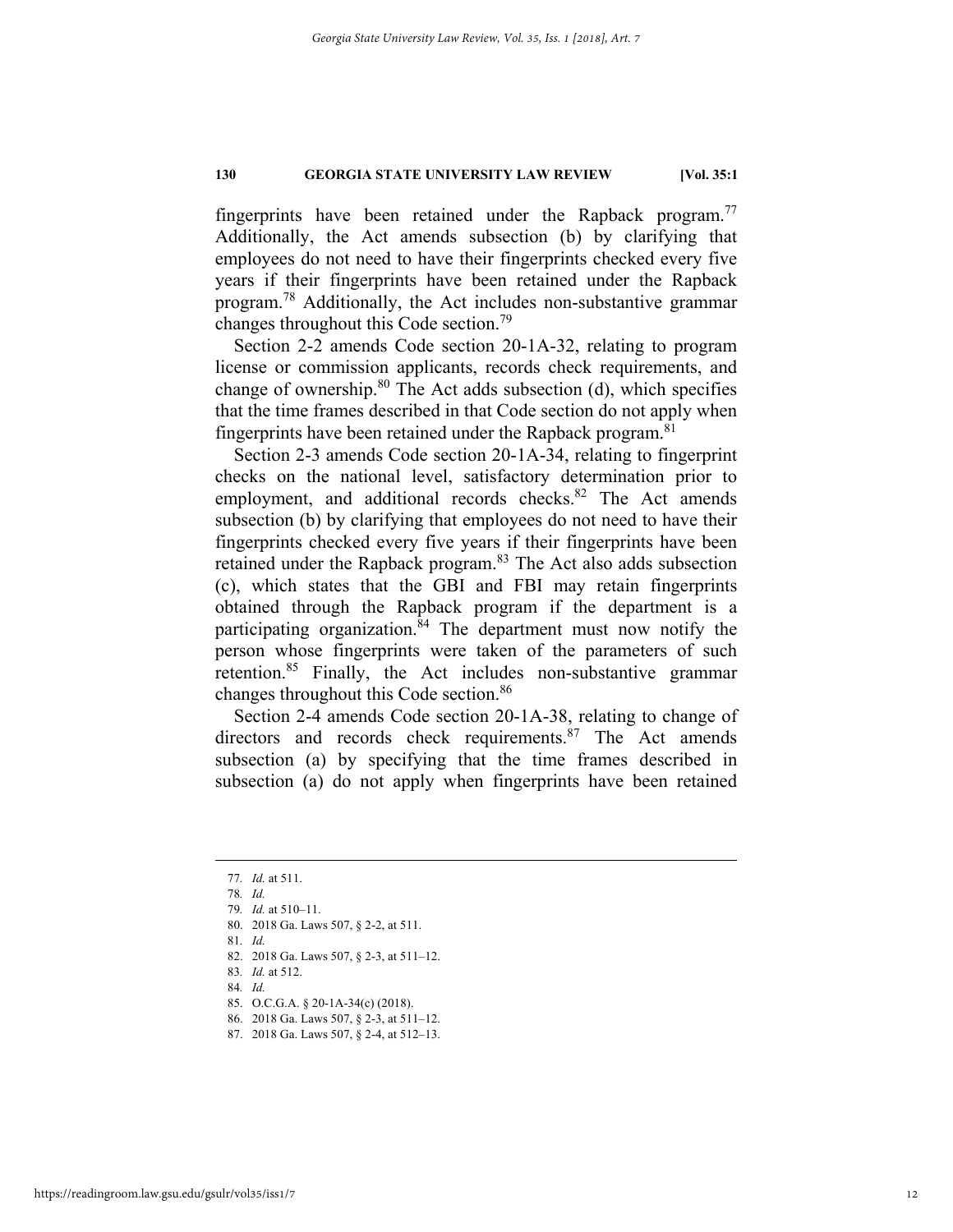fingerprints have been retained under the Rapback program.[77] Additionally, the Act amends subsection (b) by clarifying that employees do not need to have their fingerprints checked every five years if their fingerprints have been retained under the Rapback program.[78] Additionally, the Act includes non-substantive grammar changes throughout this Code section.[79]

Section 2-2 amends Code section 20-1A-32, relating to program license or commission applicants, records check requirements, and change of ownership.[80] The Act adds subsection (d), which specifies that the time frames described in that Code section do not apply when fingerprints have been retained under the Rapback program.[81]

Section 2-3 amends Code section 20-1A-34, relating to fingerprint checks on the national level, satisfactory determination prior to employment, and additional records checks.[82] The Act amends subsection (b) by clarifying that employees do not need to have their fingerprints checked every five years if their fingerprints have been retained under the Rapback program.[83] The Act also adds subsection (c), which states that the GBI and FBI may retain fingerprints obtained through the Rapback program if the department is a participating organization.[84] The department must now notify the person whose fingerprints were taken of the parameters of such retention.[85] Finally, the Act includes non-substantive grammar changes throughout this Code section.[86]

Section 2-4 amends Code section 20-1A-38, relating to change of directors and records check requirements.[87] The Act amends subsection (a) by specifying that the time frames described in subsection (a) do not apply when fingerprints have been retained

---

77. *Id.* at 511.
78. *Id.*
79. *Id.* at 510–11.
80. 2018 Ga. Laws 507, § 2-2, at 511.
81. *Id.*
82. 2018 Ga. Laws 507, § 2-3, at 511–12.
83. *Id.* at 512.
84. *Id.*
85. O.C.G.A. § 20-1A-34(c) (2018).
86. 2018 Ga. Laws 507, § 2-3, at 511–12.
87. 2018 Ga. Laws 507, § 2-4, at 512–13.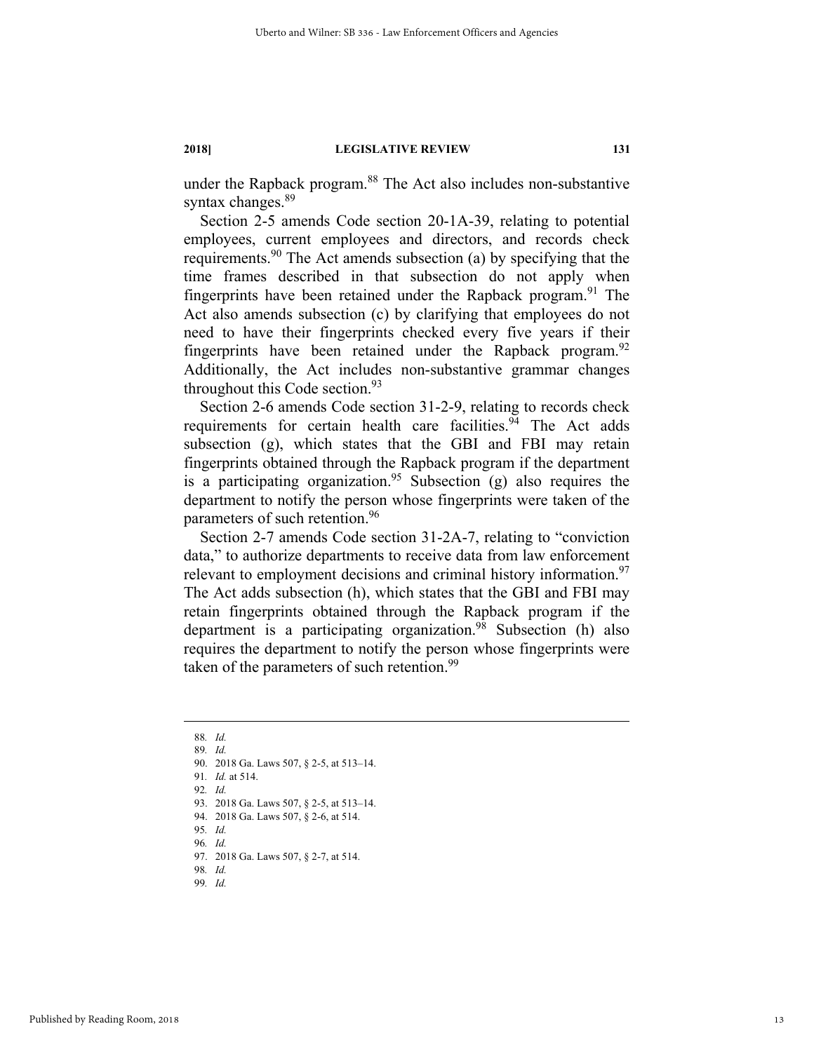under the Rapback program.[88] The Act also includes non-substantive syntax changes.[89]

Section 2-5 amends Code section 20-1A-39, relating to potential employees, current employees and directors, and records check requirements.[90] The Act amends subsection (a) by specifying that the time frames described in that subsection do not apply when fingerprints have been retained under the Rapback program.[91] The Act also amends subsection (c) by clarifying that employees do not need to have their fingerprints checked every five years if their fingerprints have been retained under the Rapback program.[92] Additionally, the Act includes non-substantive grammar changes throughout this Code section.[93]

Section 2-6 amends Code section 31-2-9, relating to records check requirements for certain health care facilities.[94] The Act adds subsection (g), which states that the GBI and FBI may retain fingerprints obtained through the Rapback program if the department is a participating organization.[95] Subsection (g) also requires the department to notify the person whose fingerprints were taken of the parameters of such retention.[96]

Section 2-7 amends Code section 31-2A-7, relating to "conviction data," to authorize departments to receive data from law enforcement relevant to employment decisions and criminal history information.[97] The Act adds subsection (h), which states that the GBI and FBI may retain fingerprints obtained through the Rapback program if the department is a participating organization.[98] Subsection (h) also requires the department to notify the person whose fingerprints were taken of the parameters of such retention.[99]

---

88. *Id.*
89. *Id.*
90. 2018 Ga. Laws 507, § 2-5, at 513–14.
91. *Id.* at 514.
92. *Id.*
93. 2018 Ga. Laws 507, § 2-5, at 513–14.
94. 2018 Ga. Laws 507, § 2-6, at 514.
95. *Id.*
96. *Id.*
97. 2018 Ga. Laws 507, § 2-7, at 514.
98. *Id.*
99. *Id.*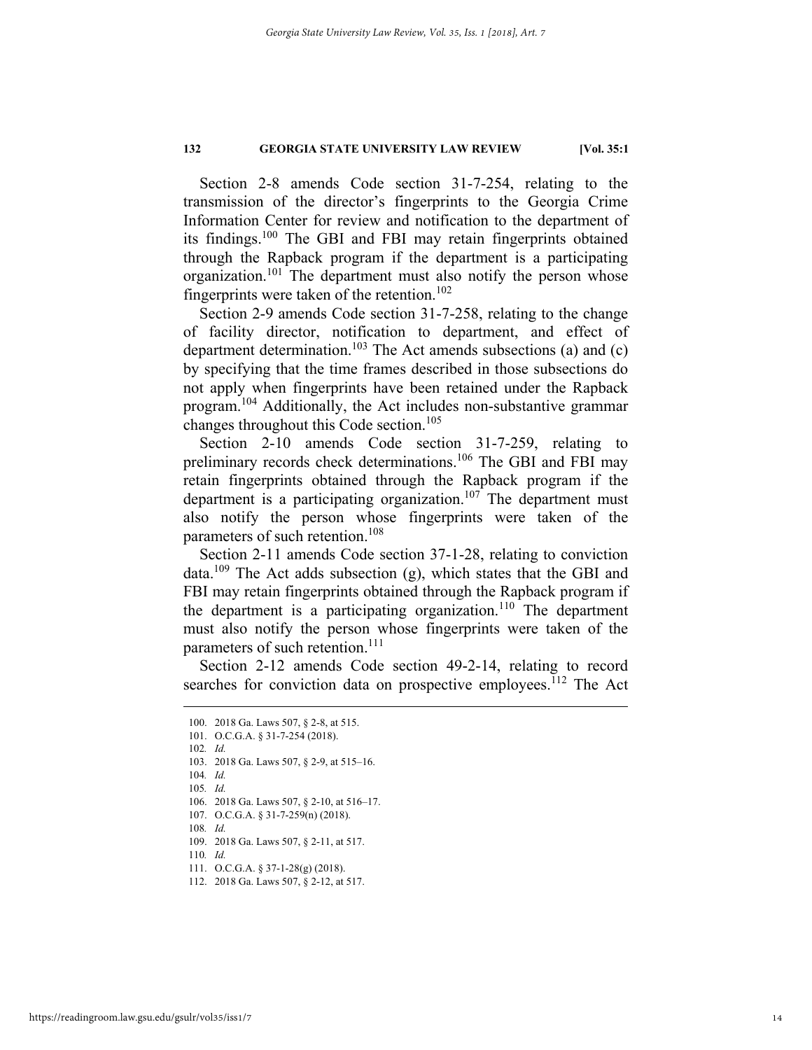Section 2-8 amends Code section 31-7-254, relating to the transmission of the director's fingerprints to the Georgia Crime Information Center for review and notification to the department of its findings.[100] The GBI and FBI may retain fingerprints obtained through the Rapback program if the department is a participating organization.[101] The department must also notify the person whose fingerprints were taken of the retention.[102]

Section 2-9 amends Code section 31-7-258, relating to the change of facility director, notification to department, and effect of department determination.[103] The Act amends subsections (a) and (c) by specifying that the time frames described in those subsections do not apply when fingerprints have been retained under the Rapback program.[104] Additionally, the Act includes non-substantive grammar changes throughout this Code section.[105]

Section 2-10 amends Code section 31-7-259, relating to preliminary records check determinations.[106] The GBI and FBI may retain fingerprints obtained through the Rapback program if the department is a participating organization.[107] The department must also notify the person whose fingerprints were taken of the parameters of such retention.[108]

Section 2-11 amends Code section 37-1-28, relating to conviction data.[109] The Act adds subsection (g), which states that the GBI and FBI may retain fingerprints obtained through the Rapback program if the department is a participating organization.[110] The department must also notify the person whose fingerprints were taken of the parameters of such retention.[111]

Section 2-12 amends Code section 49-2-14, relating to record searches for conviction data on prospective employees.[112] The Act

---

100. 2018 Ga. Laws 507, § 2-8, at 515.
101. O.C.G.A. § 31-7-254 (2018).
102. *Id.*
103. 2018 Ga. Laws 507, § 2-9, at 515–16.
104. *Id.*
105. *Id.*
106. 2018 Ga. Laws 507, § 2-10, at 516–17.
107. O.C.G.A. § 31-7-259(n) (2018).
108. *Id.*
109. 2018 Ga. Laws 507, § 2-11, at 517.
110. *Id.*
111. O.C.G.A. § 37-1-28(g) (2018).
112. 2018 Ga. Laws 507, § 2-12, at 517.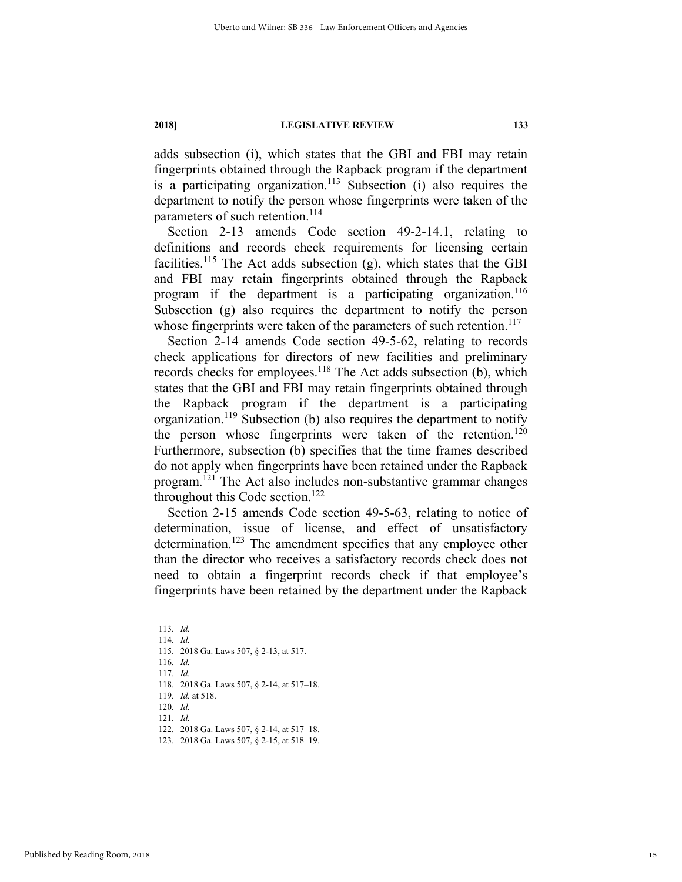adds subsection (i), which states that the GBI and FBI may retain fingerprints obtained through the Rapback program if the department is a participating organization.[113] Subsection (i) also requires the department to notify the person whose fingerprints were taken of the parameters of such retention.[114]

Section 2-13 amends Code section 49-2-14.1, relating to definitions and records check requirements for licensing certain facilities.[115] The Act adds subsection (g), which states that the GBI and FBI may retain fingerprints obtained through the Rapback program if the department is a participating organization.[116] Subsection (g) also requires the department to notify the person whose fingerprints were taken of the parameters of such retention.[117]

Section 2-14 amends Code section 49-5-62, relating to records check applications for directors of new facilities and preliminary records checks for employees.[118] The Act adds subsection (b), which states that the GBI and FBI may retain fingerprints obtained through the Rapback program if the department is a participating organization.[119] Subsection (b) also requires the department to notify the person whose fingerprints were taken of the retention.[120] Furthermore, subsection (b) specifies that the time frames described do not apply when fingerprints have been retained under the Rapback program.[121] The Act also includes non-substantive grammar changes throughout this Code section.[122]

Section 2-15 amends Code section 49-5-63, relating to notice of determination, issue of license, and effect of unsatisfactory determination.[123] The amendment specifies that any employee other than the director who receives a satisfactory records check does not need to obtain a fingerprint records check if that employee's fingerprints have been retained by the department under the Rapback

---

113. *Id.*
114. *Id.*
115. 2018 Ga. Laws 507, § 2-13, at 517.
116. *Id.*
117. *Id.*
118. 2018 Ga. Laws 507, § 2-14, at 517–18.
119. *Id.* at 518.
120. *Id.*
121. *Id.*
122. 2018 Ga. Laws 507, § 2-14, at 517–18.
123. 2018 Ga. Laws 507, § 2-15, at 518–19.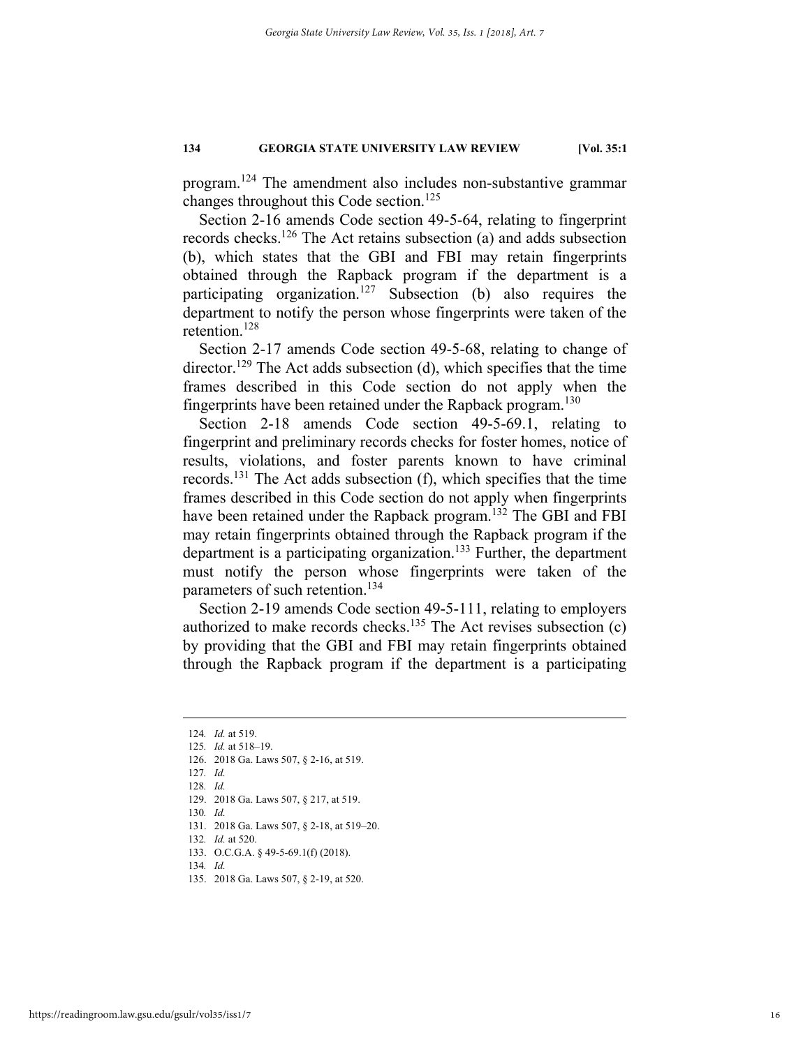program.[124] The amendment also includes non-substantive grammar changes throughout this Code section.[125]

Section 2-16 amends Code section 49-5-64, relating to fingerprint records checks.[126] The Act retains subsection (a) and adds subsection (b), which states that the GBI and FBI may retain fingerprints obtained through the Rapback program if the department is a participating organization.[127] Subsection (b) also requires the department to notify the person whose fingerprints were taken of the retention.[128]

Section 2-17 amends Code section 49-5-68, relating to change of director.[129] The Act adds subsection (d), which specifies that the time frames described in this Code section do not apply when the fingerprints have been retained under the Rapback program.[130]

Section 2-18 amends Code section 49-5-69.1, relating to fingerprint and preliminary records checks for foster homes, notice of results, violations, and foster parents known to have criminal records.[131] The Act adds subsection (f), which specifies that the time frames described in this Code section do not apply when fingerprints have been retained under the Rapback program.[132] The GBI and FBI may retain fingerprints obtained through the Rapback program if the department is a participating organization.[133] Further, the department must notify the person whose fingerprints were taken of the parameters of such retention.[134]

Section 2-19 amends Code section 49-5-111, relating to employers authorized to make records checks.[135] The Act revises subsection (c) by providing that the GBI and FBI may retain fingerprints obtained through the Rapback program if the department is a participating

---

124. *Id.* at 519.
125. *Id.* at 518–19.
126. 2018 Ga. Laws 507, § 2-16, at 519.
127. *Id.*
128. *Id.*
129. 2018 Ga. Laws 507, § 217, at 519.
130. *Id.*
131. 2018 Ga. Laws 507, § 2-18, at 519–20.
132. *Id.* at 520.
133. O.C.G.A. § 49-5-69.1(f) (2018).
134. *Id.*
135. 2018 Ga. Laws 507, § 2-19, at 520.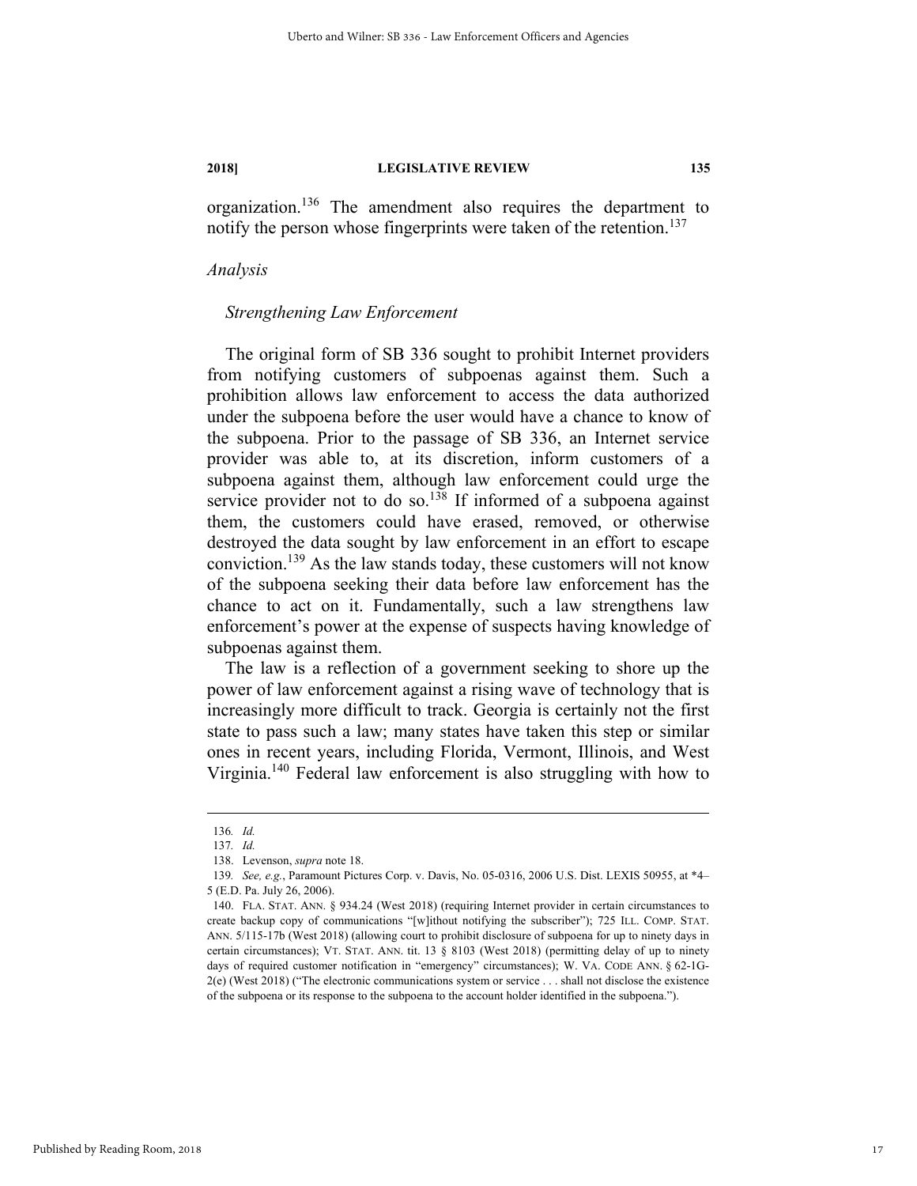organization.[136] The amendment also requires the department to notify the person whose fingerprints were taken of the retention.[137]

### *Analysis*

#### *Strengthening Law Enforcement*

The original form of SB 336 sought to prohibit Internet providers from notifying customers of subpoenas against them. Such a prohibition allows law enforcement to access the data authorized under the subpoena before the user would have a chance to know of the subpoena. Prior to the passage of SB 336, an Internet service provider was able to, at its discretion, inform customers of a subpoena against them, although law enforcement could urge the service provider not to do so.[138] If informed of a subpoena against them, the customers could have erased, removed, or otherwise destroyed the data sought by law enforcement in an effort to escape conviction.[139] As the law stands today, these customers will not know of the subpoena seeking their data before law enforcement has the chance to act on it. Fundamentally, such a law strengthens law enforcement's power at the expense of suspects having knowledge of subpoenas against them.

The law is a reflection of a government seeking to shore up the power of law enforcement against a rising wave of technology that is increasingly more difficult to track. Georgia is certainly not the first state to pass such a law; many states have taken this step or similar ones in recent years, including Florida, Vermont, Illinois, and West Virginia.[140] Federal law enforcement is also struggling with how to

---

136. *Id.*

137. *Id.*

138. Levenson, *supra* note 18.

139. *See, e.g.*, Paramount Pictures Corp. v. Davis, No. 05-0316, 2006 U.S. Dist. LEXIS 50955, at *4–5 (E.D. Pa. July 26, 2006).

140. FLA. STAT. ANN. § 934.24 (West 2018) (requiring Internet provider in certain circumstances to create backup copy of communications "[w]ithout notifying the subscriber"); 725 ILL. COMP. STAT. ANN. 5/115-17b (West 2018) (allowing court to prohibit disclosure of subpoena for up to ninety days in certain circumstances); VT. STAT. ANN. tit. 13 § 8103 (West 2018) (permitting delay of up to ninety days of required customer notification in "emergency" circumstances); W. VA. CODE ANN. § 62-1G-2(e) (West 2018) ("The electronic communications system or service . . . shall not disclose the existence of the subpoena or its response to the subpoena to the account holder identified in the subpoena.").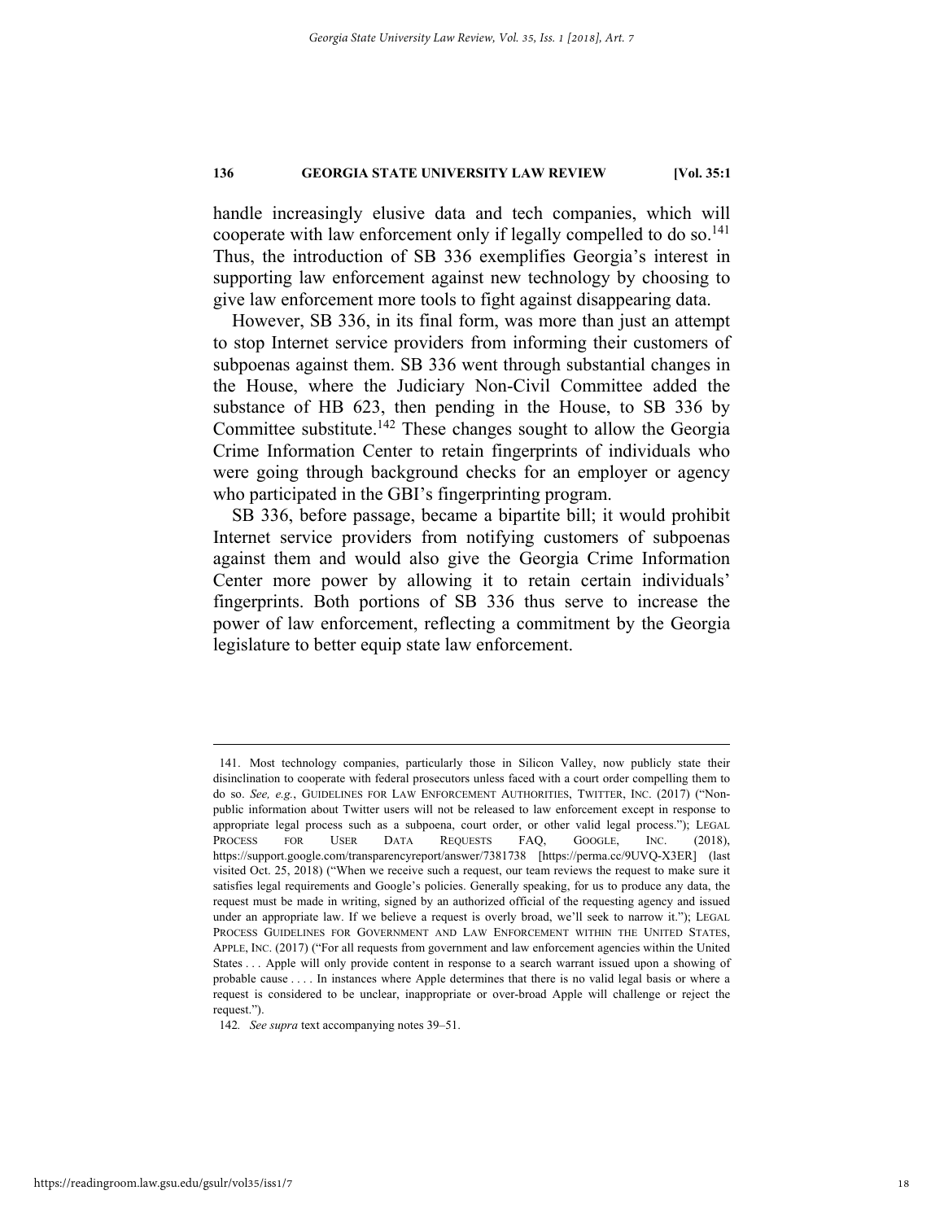handle increasingly elusive data and tech companies, which will cooperate with law enforcement only if legally compelled to do so.[141] Thus, the introduction of SB 336 exemplifies Georgia's interest in supporting law enforcement against new technology by choosing to give law enforcement more tools to fight against disappearing data.

However, SB 336, in its final form, was more than just an attempt to stop Internet service providers from informing their customers of subpoenas against them. SB 336 went through substantial changes in the House, where the Judiciary Non-Civil Committee added the substance of HB 623, then pending in the House, to SB 336 by Committee substitute.[142] These changes sought to allow the Georgia Crime Information Center to retain fingerprints of individuals who were going through background checks for an employer or agency who participated in the GBI's fingerprinting program.

SB 336, before passage, became a bipartite bill; it would prohibit Internet service providers from notifying customers of subpoenas against them and would also give the Georgia Crime Information Center more power by allowing it to retain certain individuals' fingerprints. Both portions of SB 336 thus serve to increase the power of law enforcement, reflecting a commitment by the Georgia legislature to better equip state law enforcement.

---

141. Most technology companies, particularly those in Silicon Valley, now publicly state their disinclination to cooperate with federal prosecutors unless faced with a court order compelling them to do so. *See, e.g.*, GUIDELINES FOR LAW ENFORCEMENT AUTHORITIES, TWITTER, INC. (2017) ("Non-public information about Twitter users will not be released to law enforcement except in response to appropriate legal process such as a subpoena, court order, or other valid legal process."); LEGAL PROCESS FOR USER DATA REQUESTS FAQ, GOOGLE, INC. (2018), https://support.google.com/transparencyreport/answer/7381738 [https://perma.cc/9UVQ-X3ER] (last visited Oct. 25, 2018) ("When we receive such a request, our team reviews the request to make sure it satisfies legal requirements and Google's policies. Generally speaking, for us to produce any data, the request must be made in writing, signed by an authorized official of the requesting agency and issued under an appropriate law. If we believe a request is overly broad, we'll seek to narrow it."); LEGAL PROCESS GUIDELINES FOR GOVERNMENT AND LAW ENFORCEMENT WITHIN THE UNITED STATES, APPLE, INC. (2017) ("For all requests from government and law enforcement agencies within the United States . . . Apple will only provide content in response to a search warrant issued upon a showing of probable cause . . . . In instances where Apple determines that there is no valid legal basis or where a request is considered to be unclear, inappropriate or over-broad Apple will challenge or reject the request.").

142. *See supra* text accompanying notes 39–51.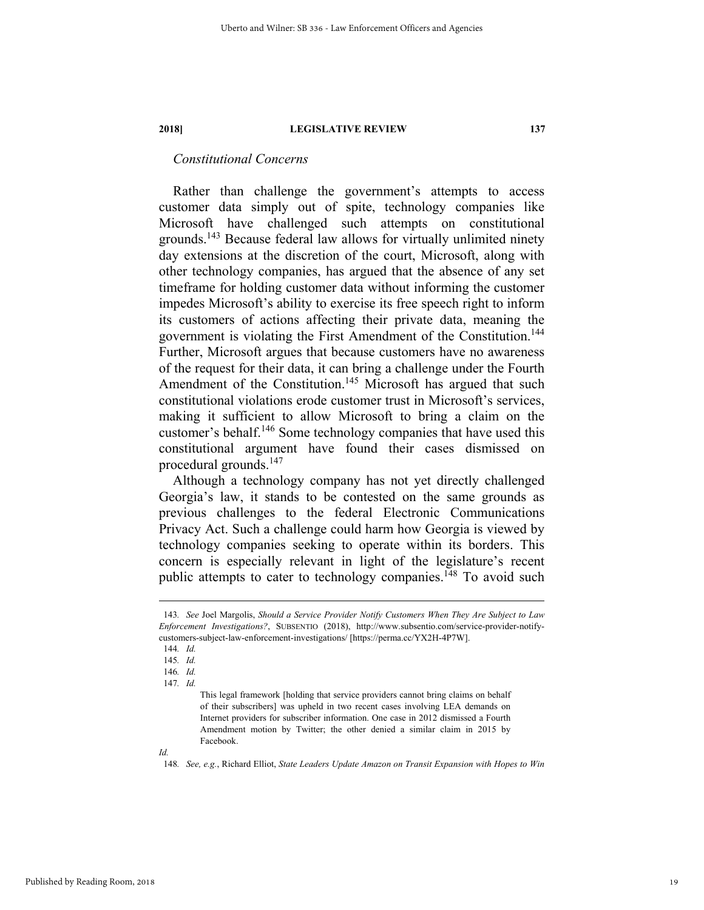*Constitutional Concerns*

Rather than challenge the government's attempts to access customer data simply out of spite, technology companies like Microsoft have challenged such attempts on constitutional grounds.[143] Because federal law allows for virtually unlimited ninety day extensions at the discretion of the court, Microsoft, along with other technology companies, has argued that the absence of any set timeframe for holding customer data without informing the customer impedes Microsoft's ability to exercise its free speech right to inform its customers of actions affecting their private data, meaning the government is violating the First Amendment of the Constitution.[144] Further, Microsoft argues that because customers have no awareness of the request for their data, it can bring a challenge under the Fourth Amendment of the Constitution.[145] Microsoft has argued that such constitutional violations erode customer trust in Microsoft's services, making it sufficient to allow Microsoft to bring a claim on the customer's behalf.[146] Some technology companies that have used this constitutional argument have found their cases dismissed on procedural grounds.[147]

Although a technology company has not yet directly challenged Georgia's law, it stands to be contested on the same grounds as previous challenges to the federal Electronic Communications Privacy Act. Such a challenge could harm how Georgia is viewed by technology companies seeking to operate within its borders. This concern is especially relevant in light of the legislature's recent public attempts to cater to technology companies.[148] To avoid such

---

143. *See* Joel Margolis, *Should a Service Provider Notify Customers When They Are Subject to Law Enforcement Investigations?*, SUBSENTIO (2018), http://www.subsentio.com/service-provider-notify-customers-subject-law-enforcement-investigations/ [https://perma.cc/YX2H-4P7W].

144. *Id.*

145. *Id.*

146. *Id.*

147. *Id.*

> This legal framework [holding that service providers cannot bring claims on behalf of their subscribers] was upheld in two recent cases involving LEA demands on Internet providers for subscriber information. One case in 2012 dismissed a Fourth Amendment motion by Twitter; the other denied a similar claim in 2015 by Facebook.

*Id.*

148. *See, e.g.*, Richard Elliot, *State Leaders Update Amazon on Transit Expansion with Hopes to Win*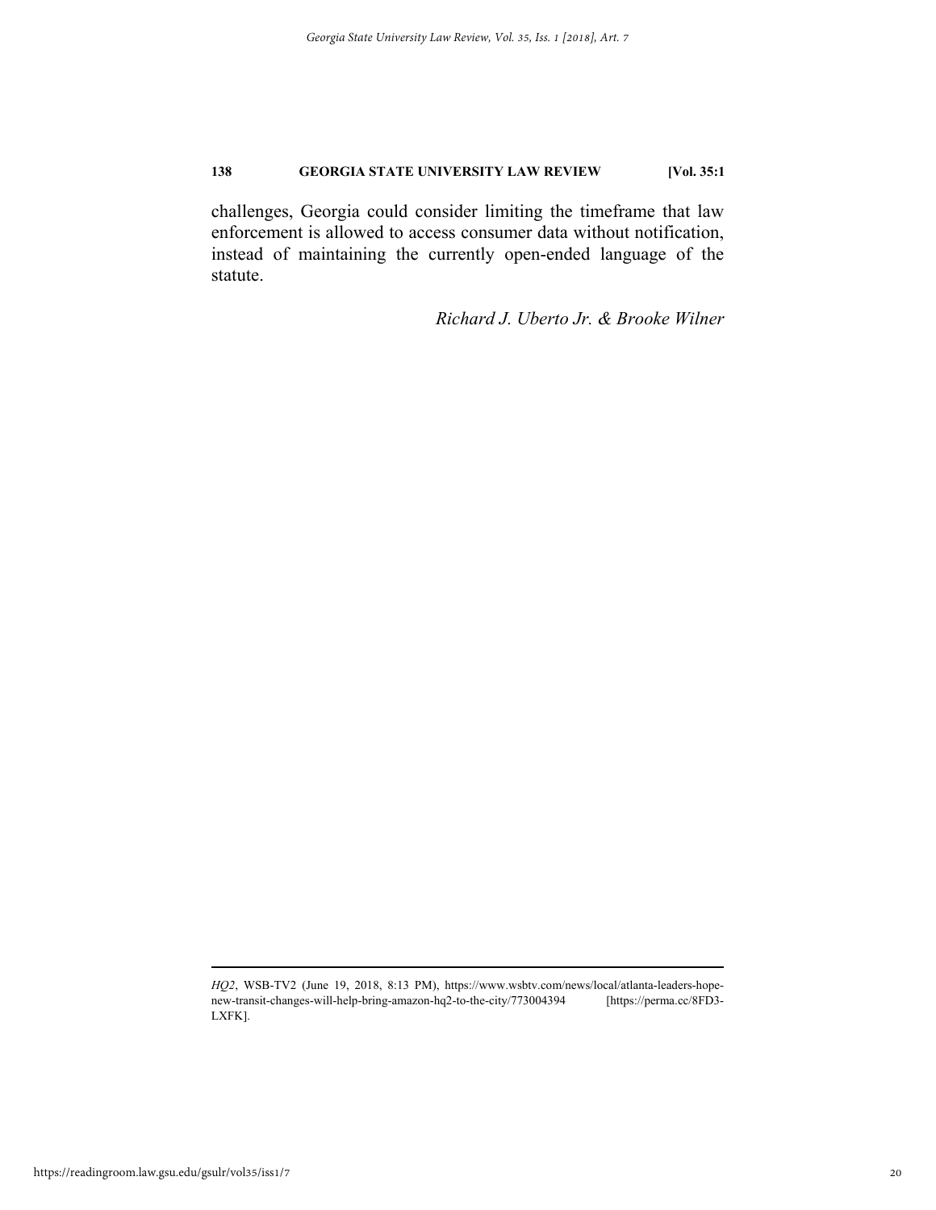challenges, Georgia could consider limiting the timeframe that law enforcement is allowed to access consumer data without notification, instead of maintaining the currently open-ended language of the statute.

*Richard J. Uberto Jr. & Brooke Wilner*

---

*HQ2*, WSB-TV2 (June 19, 2018, 8:13 PM), https://www.wsbtv.com/news/local/atlanta-leaders-hope-new-transit-changes-will-help-bring-amazon-hq2-to-the-city/773004394 [https://perma.cc/8FD3-LXFK].